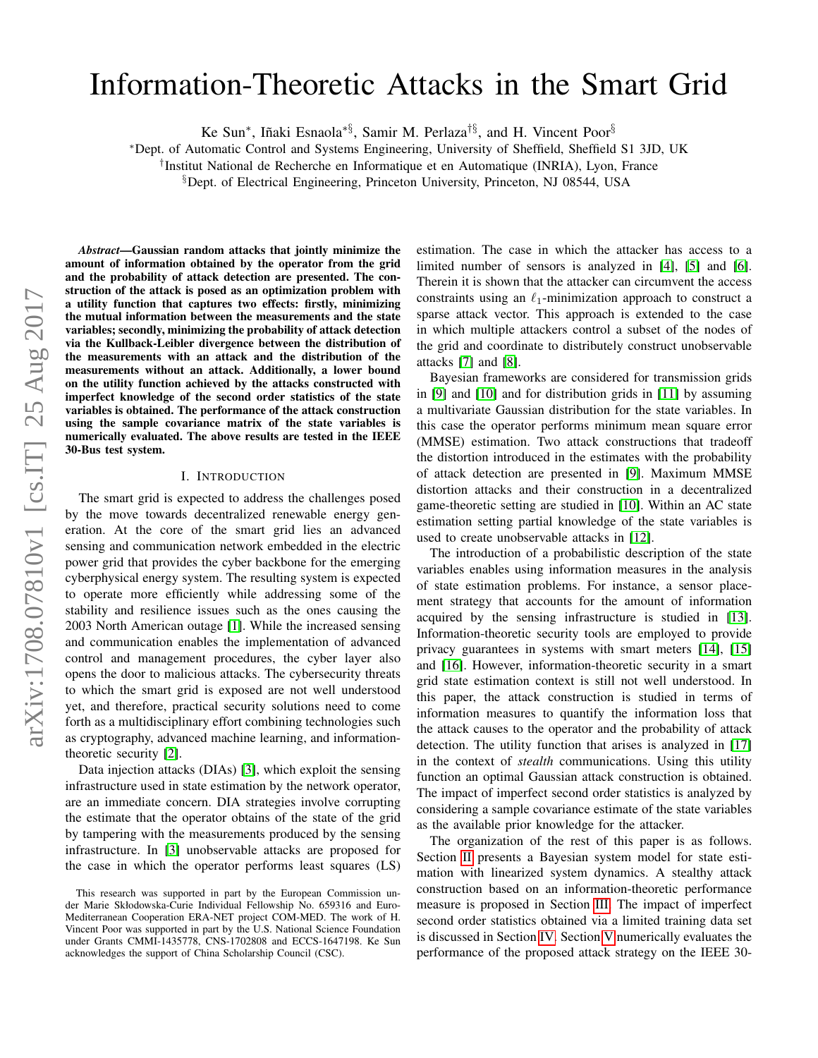# Information-Theoretic Attacks in the Smart Grid

Ke Sun*, Iñaki Esnaola*§, Samir M. Perlaza†§, and H. Vincent Poor§

*Dept. of Automatic Control and Systems Engineering, University of Sheffield, Sheffield S1 3JD, UK

†Institut National de Recherche en Informatique et en Automatique (INRIA), Lyon, France

§Dept. of Electrical Engineering, Princeton University, Princeton, NJ 08544, USA

***Abstract*—Gaussian random attacks that jointly minimize the amount of information obtained by the operator from the grid and the probability of attack detection are presented. The construction of the attack is posed as an optimization problem with a utility function that captures two effects: firstly, minimizing the mutual information between the measurements and the state variables; secondly, minimizing the probability of attack detection via the Kullback-Leibler divergence between the distribution of the measurements with an attack and the distribution of the measurements without an attack. Additionally, a lower bound on the utility function achieved by the attacks constructed with imperfect knowledge of the second order statistics of the state variables is obtained. The performance of the attack construction using the sample covariance matrix of the state variables is numerically evaluated. The above results are tested in the IEEE 30-Bus test system.**

## I. Introduction

The smart grid is expected to address the challenges posed by the move towards decentralized renewable energy generation. At the core of the smart grid lies an advanced sensing and communication network embedded in the electric power grid that provides the cyber backbone for the emerging cyberphysical energy system. The resulting system is expected to operate more efficiently while addressing some of the stability and resilience issues such as the ones causing the 2003 North American outage [1]. While the increased sensing and communication enables the implementation of advanced control and management procedures, the cyber layer also opens the door to malicious attacks. The cybersecurity threats to which the smart grid is exposed are not well understood yet, and therefore, practical security solutions need to come forth as a multidisciplinary effort combining technologies such as cryptography, advanced machine learning, and information-theoretic security [2].

Data injection attacks (DIAs) [3], which exploit the sensing infrastructure used in state estimation by the network operator, are an immediate concern. DIA strategies involve corrupting the estimate that the operator obtains of the state of the grid by tampering with the measurements produced by the sensing infrastructure. In [3] unobservable attacks are proposed for the case in which the operator performs least squares (LS) estimation. The case in which the attacker has access to a limited number of sensors is analyzed in [4], [5] and [6]. Therein it is shown that the attacker can circumvent the access constraints using an $\ell_1$-minimization approach to construct a sparse attack vector. This approach is extended to the case in which multiple attackers control a subset of the nodes of the grid and coordinate to distributely construct unobservable attacks [7] and [8].

Bayesian frameworks are considered for transmission grids in [9] and [10] and for distribution grids in [11] by assuming a multivariate Gaussian distribution for the state variables. In this case the operator performs minimum mean square error (MMSE) estimation. Two attack constructions that tradeoff the distortion introduced in the estimates with the probability of attack detection are presented in [9]. Maximum MMSE distortion attacks and their construction in a decentralized game-theoretic setting are studied in [10]. Within an AC state estimation setting partial knowledge of the state variables is used to create unobservable attacks in [12].

The introduction of a probabilistic description of the state variables enables using information measures in the analysis of state estimation problems. For instance, a sensor placement strategy that accounts for the amount of information acquired by the sensing infrastructure is studied in [13]. Information-theoretic security tools are employed to provide privacy guarantees in systems with smart meters [14], [15] and [16]. However, information-theoretic security in a smart grid state estimation context is still not well understood. In this paper, the attack construction is studied in terms of information measures to quantify the information loss that the attack causes to the operator and the probability of attack detection. The utility function that arises is analyzed in [17] in the context of *stealth* communications. Using this utility function an optimal Gaussian attack construction is obtained. The impact of imperfect second order statistics is analyzed by considering a sample covariance estimate of the state variables as the available prior knowledge for the attacker.

The organization of the rest of this paper is as follows. Section II presents a Bayesian system model for state estimation with linearized system dynamics. A stealthy attack construction based on an information-theoretic performance measure is proposed in Section III. The impact of imperfect second order statistics obtained via a limited training data set is discussed in Section IV. Section V numerically evaluates the performance of the proposed attack strategy on the IEEE 30-

This research was supported in part by the European Commission under Marie Skłodowska-Curie Individual Fellowship No. 659316 and Euro-Mediterranean Cooperation ERA-NET project COM-MED. The work of H. Vincent Poor was supported in part by the U.S. National Science Foundation under Grants CMMI-1435778, CNS-1702808 and ECCS-1647198. Ke Sun acknowledges the support of China Scholarship Council (CSC).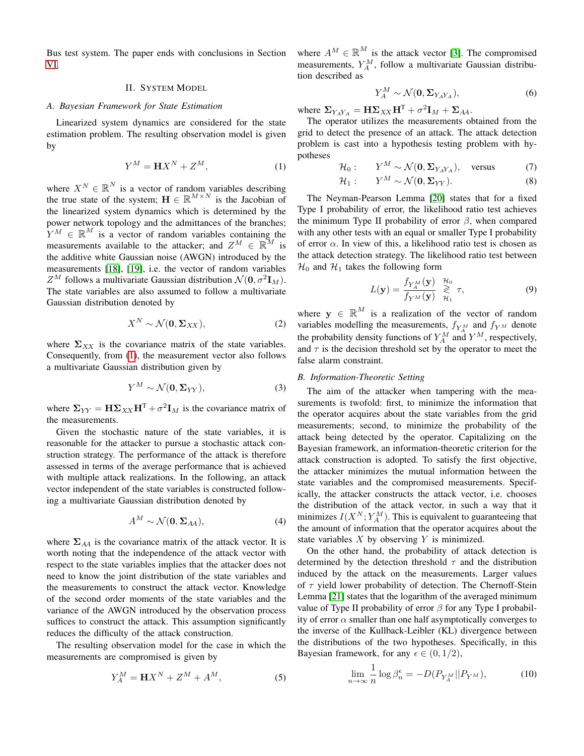Bus test system. The paper ends with conclusions in Section VI.

## II. System Model

### A. Bayesian Framework for State Estimation

Linearized system dynamics are considered for the state estimation problem. The resulting observation model is given by

$$Y^M = \mathbf{H}X^N + Z^M, \tag{1}$$

where $X^N \in \mathbb{R}^N$ is a vector of random variables describing the true state of the system; $\mathbf{H} \in \mathbb{R}^{M \times N}$ is the Jacobian of the linearized system dynamics which is determined by the power network topology and the admittances of the branches; $Y^M \in \mathbb{R}^M$ is a vector of random variables containing the measurements available to the attacker; and $Z^M \in \mathbb{R}^M$ is the additive white Gaussian noise (AWGN) introduced by the measurements [18], [19], i.e. the vector of random variables $Z^M$ follows a multivariate Gaussian distribution $\mathcal{N}(\mathbf{0}, \sigma^2 \mathbf{I}_M)$. The state variables are also assumed to follow a multivariate Gaussian distribution denoted by

$$X^N \sim \mathcal{N}(\mathbf{0}, \mathbf{\Sigma}_{XX}), \tag{2}$$

where $\mathbf{\Sigma}_{XX}$ is the covariance matrix of the state variables. Consequently, from (1), the measurement vector also follows a multivariate Gaussian distribution given by

$$Y^M \sim \mathcal{N}(\mathbf{0}, \mathbf{\Sigma}_{YY}), \tag{3}$$

where $\mathbf{\Sigma}_{YY} = \mathbf{H}\mathbf{\Sigma}_{XX}\mathbf{H}^{\mathrm{T}} + \sigma^2 \mathbf{I}_M$ is the covariance matrix of the measurements.

Given the stochastic nature of the state variables, it is reasonable for the attacker to pursue a stochastic attack construction strategy. The performance of the attack is therefore assessed in terms of the average performance that is achieved with multiple attack realizations. In the following, an attack vector independent of the state variables is constructed following a multivariate Gaussian distribution denoted by

$$A^M \sim \mathcal{N}(\mathbf{0}, \mathbf{\Sigma}_{AA}), \tag{4}$$

where $\mathbf{\Sigma}_{AA}$ is the covariance matrix of the attack vector. It is worth noting that the independence of the attack vector with respect to the state variables implies that the attacker does not need to know the joint distribution of the state variables and the measurements to construct the attack vector. Knowledge of the second order moments of the state variables and the variance of the AWGN introduced by the observation process suffices to construct the attack. This assumption significantly reduces the difficulty of the attack construction.

The resulting observation model for the case in which the measurements are compromised is given by

$$Y_A^M = \mathbf{H}X^N + Z^M + A^M, \tag{5}$$

where $A^M \in \mathbb{R}^M$ is the attack vector [3]. The compromised measurements, $Y_A^M$, follow a multivariate Gaussian distribution described as

$$Y_A^M \sim \mathcal{N}(\mathbf{0}, \mathbf{\Sigma}_{Y_A Y_A}), \tag{6}$$

where $\mathbf{\Sigma}_{Y_A Y_A} = \mathbf{H}\mathbf{\Sigma}_{XX}\mathbf{H}^{\mathrm{T}} + \sigma^2 \mathbf{I}_M + \mathbf{\Sigma}_{AA}$.

The operator utilizes the measurements obtained from the grid to detect the presence of an attack. The attack detection problem is cast into a hypothesis testing problem with hypotheses

$$\mathcal{H}_0 : \quad Y^M \sim \mathcal{N}(\mathbf{0}, \mathbf{\Sigma}_{Y_A Y_A}), \quad \text{versus} \tag{7}$$

$$\mathcal{H}_1 : \quad Y^M \sim \mathcal{N}(\mathbf{0}, \mathbf{\Sigma}_{YY}). \tag{8}$$

The Neyman-Pearson Lemma [20] states that for a fixed Type I probability of error, the likelihood ratio test achieves the minimum Type II probability of error $\beta$, when compared with any other tests with an equal or smaller Type I probability of error $\alpha$. In view of this, a likelihood ratio test is chosen as the attack detection strategy. The likelihood ratio test between $\mathcal{H}_0$ and $\mathcal{H}_1$ takes the following form

$$L(\mathbf{y}) = \frac{f_{Y_A^M}(\mathbf{y})}{f_{Y^M}(\mathbf{y})} \underset{\mathcal{H}_1}{\overset{\mathcal{H}_0}{\gtrless}} \tau, \tag{9}$$

where $\mathbf{y} \in \mathbb{R}^M$ is a realization of the vector of random variables modelling the measurements, $f_{Y_A^M}$ and $f_{Y^M}$ denote the probability density functions of $Y_A^M$ and $Y^M$, respectively, and $\tau$ is the decision threshold set by the operator to meet the false alarm constraint.

### B. Information-Theoretic Setting

The aim of the attacker when tampering with the measurements is twofold: first, to minimize the information that the operator acquires about the state variables from the grid measurements; second, to minimize the probability of the attack being detected by the operator. Capitalizing on the Bayesian framework, an information-theoretic criterion for the attack construction is adopted. To satisfy the first objective, the attacker minimizes the mutual information between the state variables and the compromised measurements. Specifically, the attacker constructs the attack vector, i.e. chooses the distribution of the attack vector, in such a way that it minimizes $I(X^N; Y_A^M)$. This is equivalent to guaranteeing that the amount of information that the operator acquires about the state variables $X$ by observing $Y$ is minimized.

On the other hand, the probability of attack detection is determined by the detection threshold $\tau$ and the distribution induced by the attack on the measurements. Larger values of $\tau$ yield lower probability of detection. The Chernoff-Stein Lemma [21] states that the logarithm of the averaged minimum value of Type II probability of error $\beta$ for any Type I probability of error $\alpha$ smaller than one half asymptotically converges to the inverse of the Kullback-Leibler (KL) divergence between the distributions of the two hypotheses. Specifically, in this Bayesian framework, for any $\epsilon \in (0, 1/2)$,

$$\lim_{n \to \infty} \frac{1}{n} \log \beta_n^{\epsilon} = -D(P_{Y_A^M} || P_{Y^M}), \tag{10}$$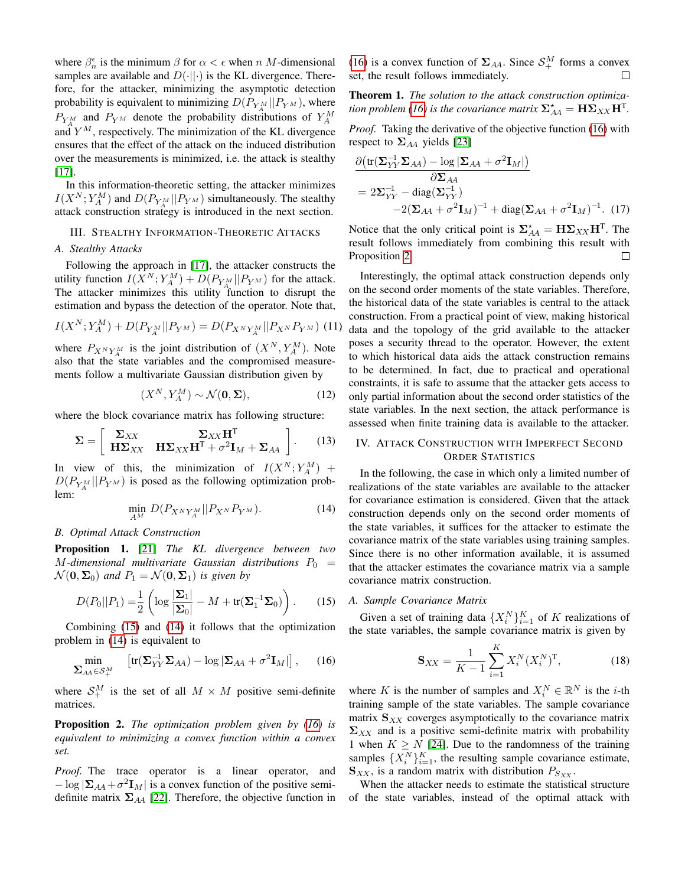where $\beta_n^{\epsilon}$ is the minimum $\beta$ for $\alpha < \epsilon$ when $n$ $M$-dimensional samples are available and $D(\cdot||\cdot)$ is the KL divergence. Therefore, for the attacker, minimizing the asymptotic detection probability is equivalent to minimizing $D(P_{Y_A^M}||P_{Y^M})$, where $P_{Y_A^M}$ and $P_{Y^M}$ denote the probability distributions of $Y_A^M$ and $Y^M$, respectively. The minimization of the KL divergence ensures that the effect of the attack on the induced distribution over the measurements is minimized, i.e. the attack is stealthy [17].

In this information-theoretic setting, the attacker minimizes $I(X^N;Y_A^M)$ and $D(P_{Y_A^M}||P_{Y^M})$ simultaneously. The stealthy attack construction strategy is introduced in the next section.

## III. Stealthy Information-Theoretic Attacks

### A. Stealthy Attacks

Following the approach in [17], the attacker constructs the utility function $I(X^N;Y_A^M) + D(P_{Y_A^M}||P_{Y^M})$ for the attack. The attacker minimizes this utility function to disrupt the estimation and bypass the detection of the operator. Note that,

$$I(X^N;Y_A^M) + D(P_{Y_A^M}||P_{Y^M}) = D(P_{X^N Y_A^M}||P_{X^N} P_{Y^M}) \quad (11)$$

where $P_{X^N Y_A^M}$ is the joint distribution of $(X^N, Y_A^M)$. Note also that the state variables and the compromised measurements follow a multivariate Gaussian distribution given by

$$(X^N, Y_A^M) \sim \mathcal{N}(\mathbf{0}, \mathbf{\Sigma}), \quad (12)$$

where the block covariance matrix has following structure:

$$\mathbf{\Sigma} = \begin{bmatrix} \mathbf{\Sigma}_{XX} & \mathbf{\Sigma}_{XX}\mathbf{H}^{\mathrm{T}} \\ \mathbf{H}\mathbf{\Sigma}_{XX} & \mathbf{H}\mathbf{\Sigma}_{XX}\mathbf{H}^{\mathrm{T}} + \sigma^2\mathbf{I}_M + \mathbf{\Sigma}_{AA} \end{bmatrix}. \quad (13)$$

In view of this, the minimization of $I(X^N;Y_A^M) + D(P_{Y_A^M}||P_{Y^M})$ is posed as the following optimization problem:

$$\min_{A^M} D(P_{X^N Y_A^M}||P_{X^N} P_{Y^M}). \quad (14)$$

### B. Optimal Attack Construction

**Proposition 1.** [21] *The KL divergence between two $M$-dimensional multivariate Gaussian distributions $P_0 = \mathcal{N}(\mathbf{0}, \mathbf{\Sigma}_0)$ and $P_1 = \mathcal{N}(\mathbf{0}, \mathbf{\Sigma}_1)$ is given by*

$$D(P_0||P_1) = \frac{1}{2}\left(\log\frac{|\mathbf{\Sigma}_1|}{|\mathbf{\Sigma}_0|} - M + \mathrm{tr}(\mathbf{\Sigma}_1^{-1}\mathbf{\Sigma}_0)\right). \quad (15)$$

Combining (15) and (14) it follows that the optimization problem in (14) is equivalent to

$$\min_{\mathbf{\Sigma}_{AA} \in \mathcal{S}_+^M} \left[\mathrm{tr}(\mathbf{\Sigma}_{YY}^{-1}\mathbf{\Sigma}_{AA}) - \log|\mathbf{\Sigma}_{AA} + \sigma^2\mathbf{I}_M|\right], \quad (16)$$

where $\mathcal{S}_+^M$ is the set of all $M \times M$ positive semi-definite matrices.

**Proposition 2.** *The optimization problem given by (16) is equivalent to minimizing a convex function within a convex set.*

*Proof.* The trace operator is a linear operator, and $-\log|\mathbf{\Sigma}_{AA} + \sigma^2\mathbf{I}_M|$ is a convex function of the positive semi-definite matrix $\mathbf{\Sigma}_{AA}$ [22]. Therefore, the objective function in (16) is a convex function of $\mathbf{\Sigma}_{AA}$. Since $\mathcal{S}_+^M$ forms a convex set, the result follows immediately. □

**Theorem 1.** *The solution to the attack construction optimization problem (16) is the covariance matrix $\mathbf{\Sigma}_{AA}^{\star} = \mathbf{H}\mathbf{\Sigma}_{XX}\mathbf{H}^{\mathrm{T}}$.*

*Proof.* Taking the derivative of the objective function (16) with respect to $\mathbf{\Sigma}_{AA}$ yields [23]

$$\begin{aligned}
&\frac{\partial\left(\mathrm{tr}(\mathbf{\Sigma}_{YY}^{-1}\mathbf{\Sigma}_{AA}) - \log|\mathbf{\Sigma}_{AA} + \sigma^2\mathbf{I}_M|\right)}{\partial\mathbf{\Sigma}_{AA}} \\
&= 2\mathbf{\Sigma}_{YY}^{-1} - \mathrm{diag}(\mathbf{\Sigma}_{YY}^{-1}) \\
&\qquad -2(\mathbf{\Sigma}_{AA} + \sigma^2\mathbf{I}_M)^{-1} + \mathrm{diag}(\mathbf{\Sigma}_{AA} + \sigma^2\mathbf{I}_M)^{-1}. \quad (17)
\end{aligned}$$

Notice that the only critical point is $\mathbf{\Sigma}_{AA}^{\star} = \mathbf{H}\mathbf{\Sigma}_{XX}\mathbf{H}^{\mathrm{T}}$. The result follows immediately from combining this result with Proposition 2. □

Interestingly, the optimal attack construction depends only on the second order moments of the state variables. Therefore, the historical data of the state variables is central to the attack construction. From a practical point of view, making historical data and the topology of the grid available to the attacker poses a security thread to the operator. However, the extent to which historical data aids the attack construction remains to be determined. In fact, due to practical and operational constraints, it is safe to assume that the attacker gets access to only partial information about the second order statistics of the state variables. In the next section, the attack performance is assessed when finite training data is available to the attacker.

## IV. Attack Construction with Imperfect Second Order Statistics

In the following, the case in which only a limited number of realizations of the state variables are available to the attacker for covariance estimation is considered. Given that the attack construction depends only on the second order moments of the state variables, it suffices for the attacker to estimate the covariance matrix of the state variables using training samples. Since there is no other information available, it is assumed that the attacker estimates the covariance matrix via a sample covariance matrix construction.

### A. Sample Covariance Matrix

Given a set of training data $\{X_i^N\}_{i=1}^K$ of $K$ realizations of the state variables, the sample covariance matrix is given by

$$\mathbf{S}_{XX} = \frac{1}{K-1}\sum_{i=1}^{K} X_i^N (X_i^N)^{\mathrm{T}}, \quad (18)$$

where $K$ is the number of samples and $X_i^N \in \mathbb{R}^N$ is the $i$-th training sample of the state variables. The sample covariance matrix $\mathbf{S}_{XX}$ coverges asymptotically to the covariance matrix $\mathbf{\Sigma}_{XX}$ and is a positive semi-definite matrix with probability 1 when $K \geq N$ [24]. Due to the randomness of the training samples $\{X_i^N\}_{i=1}^K$, the resulting sample covariance estimate, $\mathbf{S}_{XX}$, is a random matrix with distribution $P_{S_{XX}}$.

When the attacker needs to estimate the statistical structure of the state variables, instead of the optimal attack with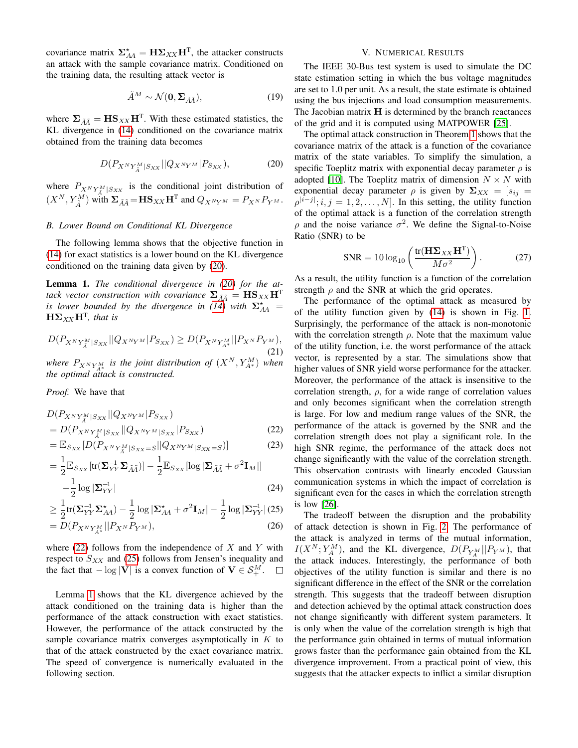covariance matrix $\mathbf{\Sigma}_{AA}^{\star} = \mathbf{H}\mathbf{\Sigma}_{XX}\mathbf{H}^{\mathrm{T}}$, the attacker constructs an attack with the sample covariance matrix. Conditioned on the training data, the resulting attack vector is

$$\tilde{A}^M \sim \mathcal{N}(\mathbf{0}, \mathbf{\Sigma}_{\tilde{A}\tilde{A}}), \tag{19}$$

where $\mathbf{\Sigma}_{\tilde{A}\tilde{A}} = \mathbf{H}\mathbf{S}_{XX}\mathbf{H}^{\mathrm{T}}$. With these estimated statistics, the KL divergence in (14) conditioned on the covariance matrix obtained from the training data becomes

$$D(P_{X^N Y_{\tilde{A}}^M | S_{XX}} || Q_{X^N Y^M} | P_{S_{XX}}), \tag{20}$$

where $P_{X^N Y_{\tilde{A}}^M | S_{XX}}$ is the conditional joint distribution of $(X^N, Y_{\tilde{A}}^M)$ with $\mathbf{\Sigma}_{\tilde{A}\tilde{A}} = \mathbf{H}\mathbf{S}_{XX}\mathbf{H}^{\mathrm{T}}$ and $Q_{X^N Y^M} = P_{X^N} P_{Y^M}$.

### B. Lower Bound on Conditional KL Divergence

The following lemma shows that the objective function in (14) for exact statistics is a lower bound on the KL divergence conditioned on the training data given by (20).

**Lemma 1.** *The conditional divergence in (20) for the attack vector construction with covariance $\mathbf{\Sigma}_{\tilde{A}\tilde{A}} = \mathbf{H}\mathbf{S}_{XX}\mathbf{H}^{\mathrm{T}}$ is lower bounded by the divergence in (14) with $\mathbf{\Sigma}_{AA}^{\star} = \mathbf{H}\mathbf{\Sigma}_{XX}\mathbf{H}^{\mathrm{T}}$, that is*

$$D(P_{X^N Y_{\tilde{A}}^M | S_{XX}} || Q_{X^N Y^M} | P_{S_{XX}}) \geq D(P_{X^N Y_{A^\star}^M} || P_{X^N} P_{Y^M}), \tag{21}$$

*where $P_{X^N Y_{A^\star}^M}$ is the joint distribution of $(X^N, Y_{A^\star}^M)$ when the optimal attack is constructed.*

*Proof.* We have that

$$\begin{aligned}
& D(P_{X^N Y_{\tilde{A}}^M | S_{XX}} || Q_{X^N Y^M} | P_{S_{XX}}) \\
&= D(P_{X^N Y_{\tilde{A}}^M | S_{XX}} || Q_{X^N Y^M | S_{XX}} | P_{S_{XX}}) && (22)\\
&= \mathbb{E}_{S_{XX}}[D(P_{X^N Y_{\tilde{A}}^M | S_{XX}=S} || Q_{X^N Y^M | S_{XX}=S})] && (23)\\
&= \frac{1}{2}\mathbb{E}_{S_{XX}}[\mathrm{tr}(\mathbf{\Sigma}_{YY}^{-1}\mathbf{\Sigma}_{\tilde{A}\tilde{A}})] - \frac{1}{2}\mathbb{E}_{S_{XX}}[\log|\mathbf{\Sigma}_{\tilde{A}\tilde{A}} + \sigma^2\mathbf{I}_M|] \\
&\quad - \frac{1}{2}\log|\mathbf{\Sigma}_{YY}^{-1}| && (24)\\
&\geq \frac{1}{2}\mathrm{tr}(\mathbf{\Sigma}_{YY}^{-1}\mathbf{\Sigma}_{AA}^{\star}) - \frac{1}{2}\log|\mathbf{\Sigma}_{AA}^{\star} + \sigma^2\mathbf{I}_M| - \frac{1}{2}\log|\mathbf{\Sigma}_{YY}^{-1}| && (25)\\
&= D(P_{X^N Y_{A^\star}^M} || P_{X^N} P_{Y^M}), && (26)
\end{aligned}$$

where (22) follows from the independence of $X$ and $Y$ with respect to $S_{XX}$ and (25) follows from Jensen's inequality and the fact that $-\log|\mathbf{V}|$ is a convex function of $\mathbf{V} \in \mathcal{S}_+^M$. □

Lemma 1 shows that the KL divergence achieved by the attack conditioned on the training data is higher than the performance of the attack construction with exact statistics. However, the performance of the attack constructed by the sample covariance matrix converges asymptotically in $K$ to that of the attack constructed by the exact covariance matrix. The speed of convergence is numerically evaluated in the following section.

## V. Numerical Results

The IEEE 30-Bus test system is used to simulate the DC state estimation setting in which the bus voltage magnitudes are set to 1.0 per unit. As a result, the state estimate is obtained using the bus injections and load consumption measurements. The Jacobian matrix $\mathbf{H}$ is determined by the branch reactances of the grid and it is computed using MATPOWER [25].

The optimal attack construction in Theorem 1 shows that the covariance matrix of the attack is a function of the covariance matrix of the state variables. To simplify the simulation, a specific Toeplitz matrix with exponential decay parameter $\rho$ is adopted [10]. The Toeplitz matrix of dimension $N \times N$ with exponential decay parameter $\rho$ is given by $\mathbf{\Sigma}_{XX} = [s_{ij} = \rho^{|i-j|}; i,j = 1,2,\ldots,N]$. In this setting, the utility function of the optimal attack is a function of the correlation strength $\rho$ and the noise variance $\sigma^2$. We define the Signal-to-Noise Ratio (SNR) to be

$$\mathrm{SNR} = 10\log_{10}\left(\frac{\mathrm{tr}(\mathbf{H}\mathbf{\Sigma}_{XX}\mathbf{H}^{\mathrm{T}})}{M\sigma^2}\right). \tag{27}$$

As a result, the utility function is a function of the correlation strength $\rho$ and the SNR at which the grid operates.

The performance of the optimal attack as measured by of the utility function given by (14) is shown in Fig. 1. Surprisingly, the performance of the attack is non-monotonic with the correlation strength $\rho$. Note that the maximum value of the utility function, i.e. the worst performance of the attack vector, is represented by a star. The simulations show that higher values of SNR yield worse performance for the attacker. Moreover, the performance of the attack is insensitive to the correlation strength, $\rho$, for a wide range of correlation values and only becomes significant when the correlation strength is large. For low and medium range values of the SNR, the performance of the attack is governed by the SNR and the correlation strength does not play a significant role. In the high SNR regime, the performance of the attack does not change significantly with the value of the correlation strength. This observation contrasts with linearly encoded Gaussian communication systems in which the impact of correlation is significant even for the cases in which the correlation strength is low [26].

The tradeoff between the disruption and the probability of attack detection is shown in Fig. 2. The performance of the attack is analyzed in terms of the mutual information, $I(X^N; Y_A^M)$, and the KL divergence, $D(P_{Y_A^M}||P_{Y^M})$, that the attack induces. Interestingly, the performance of both objectives of the utility function is similar and there is no significant difference in the effect of the SNR or the correlation strength. This suggests that the tradeoff between disruption and detection achieved by the optimal attack construction does not change significantly with different system parameters. It is only when the value of the correlation strength is high that the performance gain obtained in terms of mutual information grows faster than the performance gain obtained from the KL divergence improvement. From a practical point of view, this suggests that the attacker expects to inflict a similar disruption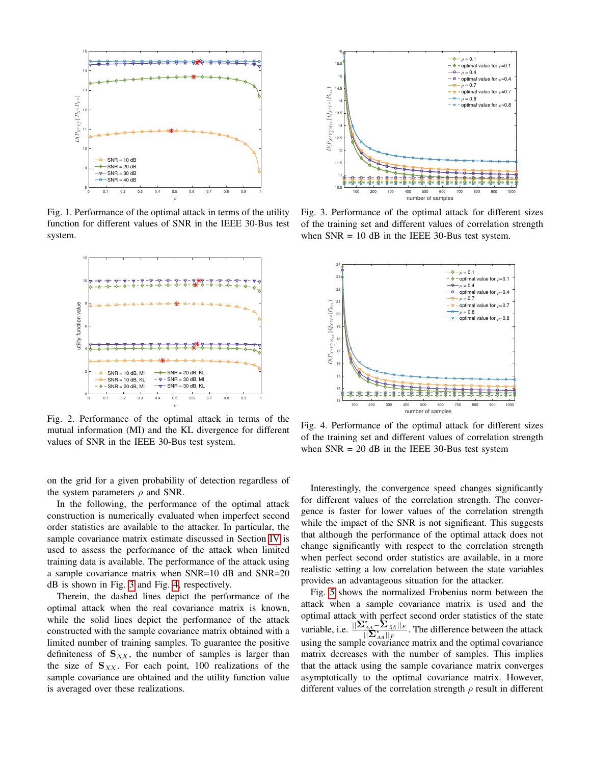Fig. 1. Performance of the optimal attack in terms of the utility function for different values of SNR in the IEEE 30-Bus test system.

Fig. 2. Performance of the optimal attack in terms of the mutual information (MI) and the KL divergence for different values of SNR in the IEEE 30-Bus test system.

Fig. 3. Performance of the optimal attack for different sizes of the training set and different values of correlation strength when SNR = 10 dB in the IEEE 30-Bus test system.

Fig. 4. Performance of the optimal attack for different sizes of the training set and different values of correlation strength when SNR = 20 dB in the IEEE 30-Bus test system

on the grid for a given probability of detection regardless of the system parameters $\rho$ and SNR.

In the following, the performance of the optimal attack construction is numerically evaluated when imperfect second order statistics are available to the attacker. In particular, the sample covariance matrix estimate discussed in Section IV is used to assess the performance of the attack when limited training data is available. The performance of the attack using a sample covariance matrix when SNR=10 dB and SNR=20 dB is shown in Fig. 3 and Fig. 4, respectively.

Therein, the dashed lines depict the performance of the optimal attack when the real covariance matrix is known, while the solid lines depict the performance of the attack constructed with the sample covariance matrix obtained with a limited number of training samples. To guarantee the positive definiteness of $\mathbf{S}_{XX}$, the number of samples is larger than the size of $\mathbf{S}_{XX}$. For each point, 100 realizations of the sample covariance are obtained and the utility function value is averaged over these realizations.

Interestingly, the convergence speed changes significantly for different values of the correlation strength. The convergence is faster for lower values of the correlation strength while the impact of the SNR is not significant. This suggests that although the performance of the optimal attack does not change significantly with respect to the correlation strength when perfect second order statistics are available, in a more realistic setting a low correlation between the state variables provides an advantageous situation for the attacker.

Fig. 5 shows the normalized Frobenius norm between the attack when a sample covariance matrix is used and the optimal attack with perfect second order statistics of the state variable, i.e. $\frac{||\boldsymbol{\Sigma}^{\star}_{AA} - \boldsymbol{\Sigma}_{\bar{A}\bar{A}}||_F}{||\boldsymbol{\Sigma}^{\star}_{AA}||_F}$. The difference between the attack using the sample covariance matrix and the optimal covariance matrix decreases with the number of samples. This implies that the attack using the sample covariance matrix converges asymptotically to the optimal covariance matrix. However, different values of the correlation strength $\rho$ result in different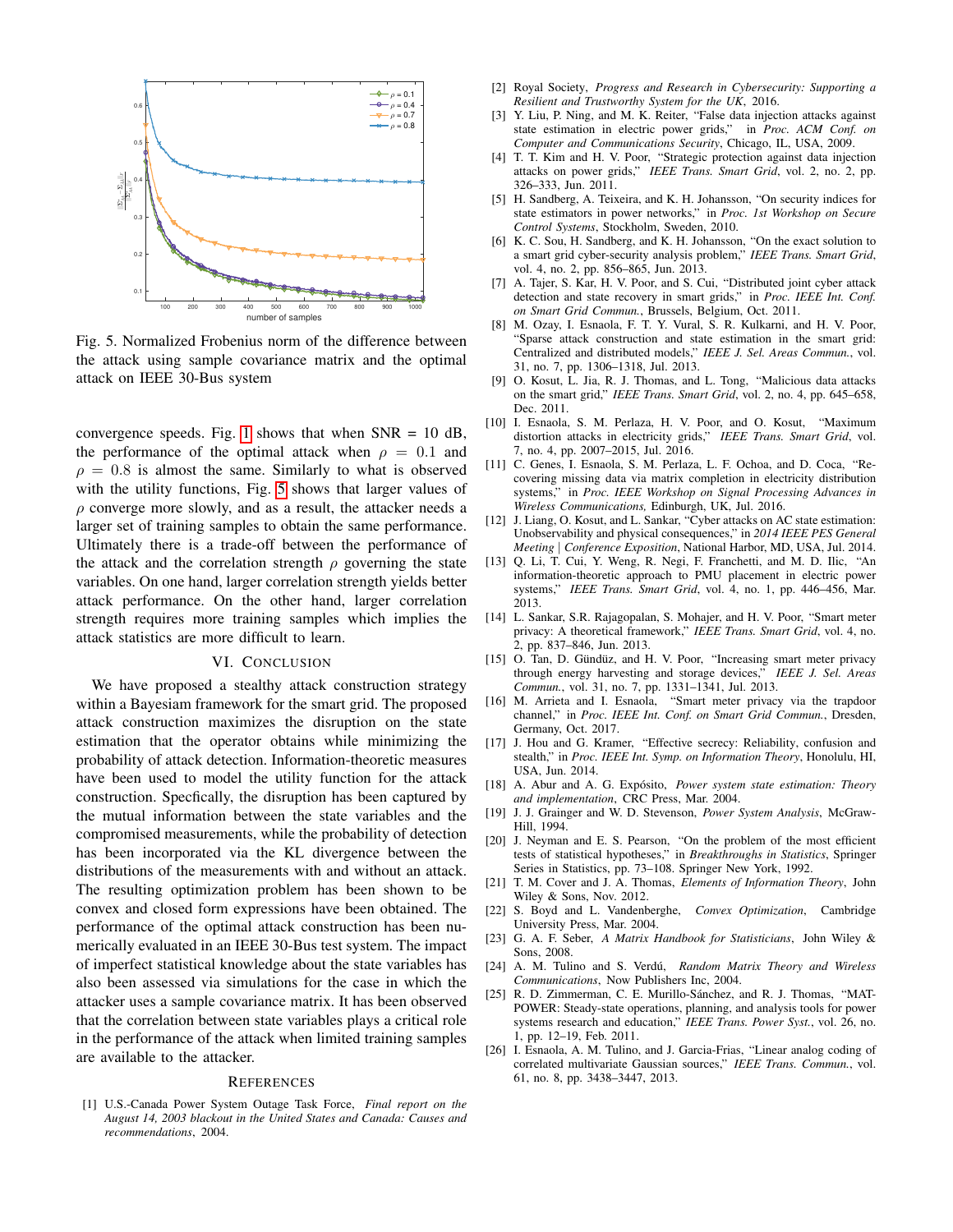0.6
0.5
0.4
0.3
0.2
0.1

$\rho = 0.1$
$\rho = 0.4$
$\rho = 0.7$
$\rho = 0.8$

$\frac{\|\Sigma_{\bar{m}} - \Sigma_{\bar{m}}\|_F}{\|\Sigma_{\bar{m}}\|_F}$

100 200 300 400 500 600 700 800 900 1000

number of samples

Fig. 5. Normalized Frobenius norm of the difference between the attack using sample covariance matrix and the optimal attack on IEEE 30-Bus system

convergence speeds. Fig. 1 shows that when SNR = 10 dB, the performance of the optimal attack when $\rho = 0.1$ and $\rho = 0.8$ is almost the same. Similarly to what is observed with the utility functions, Fig. 5 shows that larger values of $\rho$ converge more slowly, and as a result, the attacker needs a larger set of training samples to obtain the same performance. Ultimately there is a trade-off between the performance of the attack and the correlation strength $\rho$ governing the state variables. On one hand, larger correlation strength yields better attack performance. On the other hand, larger correlation strength requires more training samples which implies the attack statistics are more difficult to learn.

## VI. Conclusion

We have proposed a stealthy attack construction strategy within a Bayesiam framework for the smart grid. The proposed attack construction maximizes the disruption on the state estimation that the operator obtains while minimizing the probability of attack detection. Information-theoretic measures have been used to model the utility function for the attack construction. Specfically, the disruption has been captured by the mutual information between the state variables and the compromised measurements, while the probability of detection has been incorporated via the KL divergence between the distributions of the measurements with and without an attack. The resulting optimization problem has been shown to be convex and closed form expressions have been obtained. The performance of the optimal attack construction has been numerically evaluated in an IEEE 30-Bus test system. The impact of imperfect statistical knowledge about the state variables has also been assessed via simulations for the case in which the attacker uses a sample covariance matrix. It has been observed that the correlation between state variables plays a critical role in the performance of the attack when limited training samples are available to the attacker.

## References

[1] U.S.-Canada Power System Outage Task Force, *Final report on the August 14, 2003 blackout in the United States and Canada: Causes and recommendations*, 2004.

[2] Royal Society, *Progress and Research in Cybersecurity: Supporting a Resilient and Trustworthy System for the UK*, 2016.

[3] Y. Liu, P. Ning, and M. K. Reiter, "False data injection attacks against state estimation in electric power grids," in *Proc. ACM Conf. on Computer and Communications Security*, Chicago, IL, USA, 2009.

[4] T. T. Kim and H. V. Poor, "Strategic protection against data injection attacks on power grids," *IEEE Trans. Smart Grid*, vol. 2, no. 2, pp. 326–333, Jun. 2011.

[5] H. Sandberg, A. Teixeira, and K. H. Johansson, "On security indices for state estimators in power networks," in *Proc. 1st Workshop on Secure Control Systems*, Stockholm, Sweden, 2010.

[6] K. C. Sou, H. Sandberg, and K. H. Johansson, "On the exact solution to a smart grid cyber-security analysis problem," *IEEE Trans. Smart Grid*, vol. 4, no. 2, pp. 856–865, Jun. 2013.

[7] A. Tajer, S. Kar, H. V. Poor, and S. Cui, "Distributed joint cyber attack detection and state recovery in smart grids," in *Proc. IEEE Int. Conf. on Smart Grid Commun.*, Brussels, Belgium, Oct. 2011.

[8] M. Ozay, I. Esnaola, F. T. Y. Vural, S. R. Kulkarni, and H. V. Poor, "Sparse attack construction and state estimation in the smart grid: Centralized and distributed models," *IEEE J. Sel. Areas Commun.*, vol. 31, no. 7, pp. 1306–1318, Jul. 2013.

[9] O. Kosut, L. Jia, R. J. Thomas, and L. Tong, "Malicious data attacks on the smart grid," *IEEE Trans. Smart Grid*, vol. 2, no. 4, pp. 645–658, Dec. 2011.

[10] I. Esnaola, S. M. Perlaza, H. V. Poor, and O. Kosut, "Maximum distortion attacks in electricity grids," *IEEE Trans. Smart Grid*, vol. 7, no. 4, pp. 2007–2015, Jul. 2016.

[11] C. Genes, I. Esnaola, S. M. Perlaza, L. F. Ochoa, and D. Coca, "Recovering missing data via matrix completion in electricity distribution systems," in *Proc. IEEE Workshop on Signal Processing Advances in Wireless Communications*, Edinburgh, UK, Jul. 2016.

[12] J. Liang, O. Kosut, and L. Sankar, "Cyber attacks on AC state estimation: Unobservability and physical consequences," in *2014 IEEE PES General Meeting | Conference Exposition*, National Harbor, MD, USA, Jul. 2014.

[13] Q. Li, T. Cui, Y. Weng, R. Negi, F. Franchetti, and M. D. Ilic, "An information-theoretic approach to PMU placement in electric power systems," *IEEE Trans. Smart Grid*, vol. 4, no. 1, pp. 446–456, Mar. 2013.

[14] L. Sankar, S.R. Rajagopalan, S. Mohajer, and H. V. Poor, "Smart meter privacy: A theoretical framework," *IEEE Trans. Smart Grid*, vol. 4, no. 2, pp. 837–846, Jun. 2013.

[15] O. Tan, D. Gündüz, and H. V. Poor, "Increasing smart meter privacy through energy harvesting and storage devices," *IEEE J. Sel. Areas Commun.*, vol. 31, no. 7, pp. 1331–1341, Jul. 2013.

[16] M. Arrieta and I. Esnaola, "Smart meter privacy via the trapdoor channel," in *Proc. IEEE Int. Conf. on Smart Grid Commun.*, Dresden, Germany, Oct. 2017.

[17] J. Hou and G. Kramer, "Effective secrecy: Reliability, confusion and stealth," in *Proc. IEEE Int. Symp. on Information Theory*, Honolulu, HI, USA, Jun. 2014.

[18] A. Abur and A. G. Expósito, *Power system state estimation: Theory and implementation*, CRC Press, Mar. 2004.

[19] J. J. Grainger and W. D. Stevenson, *Power System Analysis*, McGraw-Hill, 1994.

[20] J. Neyman and E. S. Pearson, "On the problem of the most efficient tests of statistical hypotheses," in *Breakthroughs in Statistics*, Springer Series in Statistics, pp. 73–108. Springer New York, 1992.

[21] T. M. Cover and J. A. Thomas, *Elements of Information Theory*, John Wiley & Sons, Nov. 2012.

[22] S. Boyd and L. Vandenberghe, *Convex Optimization*, Cambridge University Press, Mar. 2004.

[23] G. A. F. Seber, *A Matrix Handbook for Statisticians*, John Wiley & Sons, 2008.

[24] A. M. Tulino and S. Verdú, *Random Matrix Theory and Wireless Communications*, Now Publishers Inc, 2004.

[25] R. D. Zimmerman, C. E. Murillo-Sánchez, and R. J. Thomas, "MATPOWER: Steady-state operations, planning, and analysis tools for power systems research and education," *IEEE Trans. Power Syst.*, vol. 26, no. 1, pp. 12–19, Feb. 2011.

[26] I. Esnaola, A. M. Tulino, and J. Garcia-Frias, "Linear analog coding of correlated multivariate Gaussian sources," *IEEE Trans. Commun.*, vol. 61, no. 8, pp. 3438–3447, 2013.